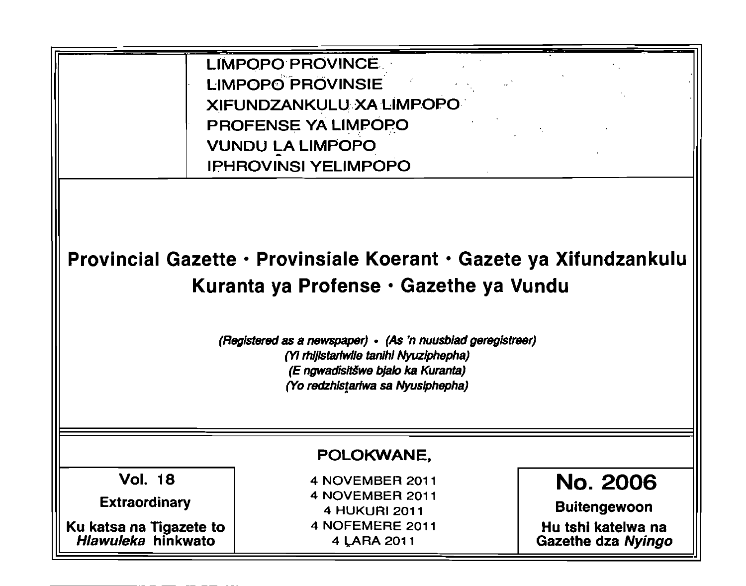LIMPOPO PROVINCE
LIMPOPO PROVINSIE
XIFUNDZANKULU XA LIMPOPO
PROFENSE YA LIMPOPO
VUNDU ḼA LIMPOPO
IPHROVINSI YELIMPOPO

# Provincial Gazette · Provinsiale Koerant · Gazete ya Xifundzankulu Kuranta ya Profense · Gazethe ya Vundu

*(Registered as a newspaper) · (As 'n nuusblad geregistreer)*
*(Yi rhijistariwile tanihi Nyuziphepha)*
*(E ngwadisitšwe bjalo ka Kuranta)*
*(Yo redzhistariwa sa Nyusiphepha)*

POLOKWANE,

| Vol. 18 | 4 NOVEMBER 2011 | No. 2006 |
|---|---|---|
| Extraordinary | 4 NOVEMBER 2011 | Buitengewoon |
| Ku katsa na Tigazete to *Hlawuleka* hinkwato | 4 HUKURI 2011 | Hu tshi katelwa na Gazethe dza *Nyingo* |
| | 4 NOFEMERE 2011 | |
| | 4 ḼARA 2011 | |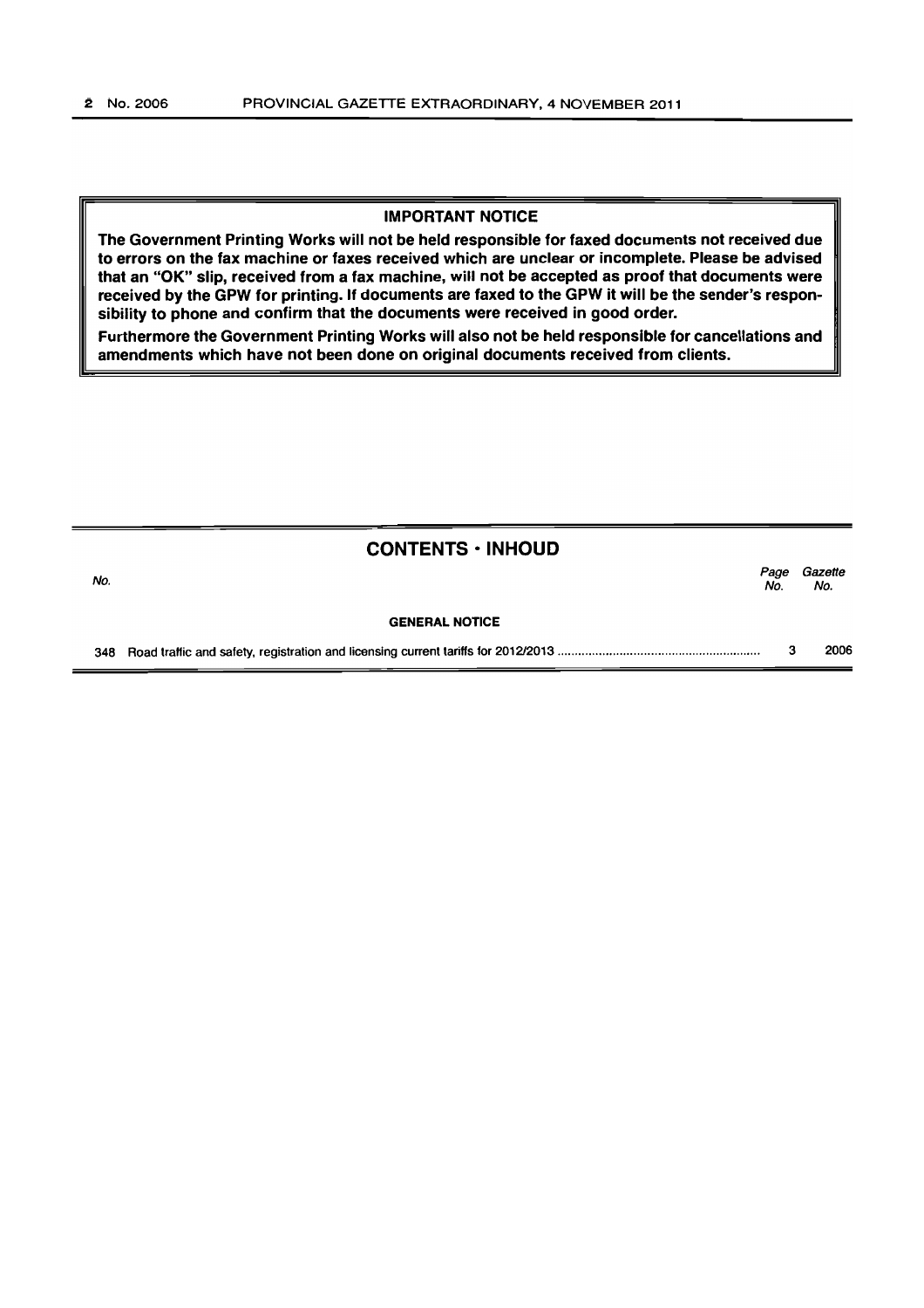**IMPORTANT NOTICE**

**The Government Printing Works will not be held responsible for faxed documents not received due to errors on the fax machine or faxes received which are unclear or incomplete. Please be advised that an "OK" slip, received from a fax machine, will not be accepted as proof that documents were received by the GPW for printing. If documents are faxed to the GPW it will be the sender's responsibility to phone and confirm that the documents were received in good order.**

**Furthermore the Government Printing Works will also not be held responsible for cancellations and amendments which have not been done on original documents received from clients.**

## CONTENTS · INHOUD

| *No.* | | *Page No.* | *Gazette No.* |
|---|---|---|---|
| | **GENERAL NOTICE** | | |
| 348 | Road traffic and safety, registration and licensing current tariffs for 2012/2013 | 3 | 2006 |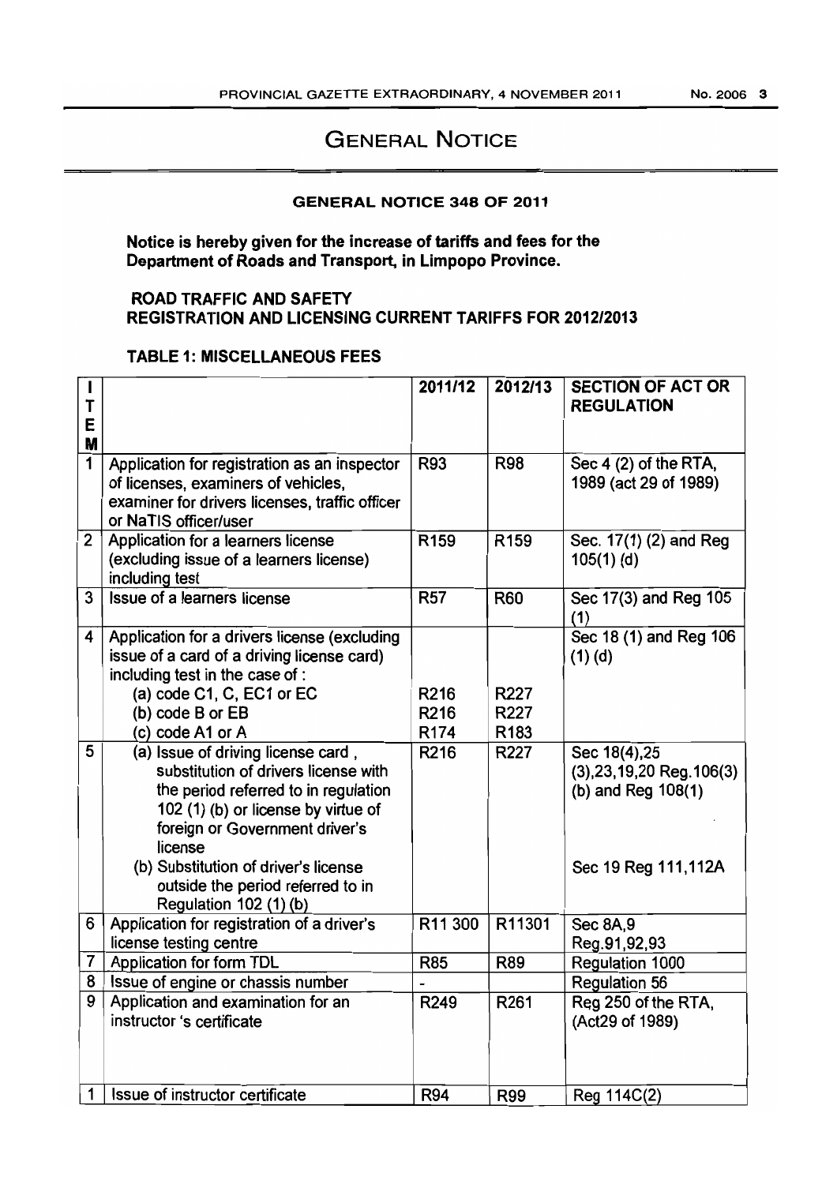# GENERAL NOTICE

## GENERAL NOTICE 348 OF 2011

**Notice is hereby given for the increase of tariffs and fees for the Department of Roads and Transport, in Limpopo Province.**

**ROAD TRAFFIC AND SAFETY**
**REGISTRATION AND LICENSING CURRENT TARIFFS FOR 2012/2013**

### TABLE 1: MISCELLANEOUS FEES

| ITEM | | 2011/12 | 2012/13 | SECTION OF ACT OR REGULATION |
|---|---|---|---|---|
| 1 | Application for registration as an inspector of licenses, examiners of vehicles, examiner for drivers licenses, traffic officer or NaTIS officer/user | R93 | R98 | Sec 4 (2) of the RTA, 1989 (act 29 of 1989) |
| 2 | Application for a learners license (excluding issue of a learners license) including test | R159 | R159 | Sec. 17(1) (2) and Reg 105(1) (d) |
| 3 | Issue of a learners license | R57 | R60 | Sec 17(3) and Reg 105 (1) |
| 4 | Application for a drivers license (excluding issue of a card of a driving license card) including test in the case of : | | | Sec 18 (1) and Reg 106 (1) (d) |
| | (a) code C1, C, EC1 or EC | R216 | R227 | |
| | (b) code B or EB | R216 | R227 | |
| | (c) code A1 or A | R174 | R183 | |
| 5 | (a) Issue of driving license card , substitution of drivers license with the period referred to in regulation 102 (1) (b) or license by virtue of foreign or Government driver's license | R216 | R227 | Sec 18(4),25 (3),23,19,20 Reg.106(3) (b) and Reg 108(1) |
| | (b) Substitution of driver's license outside the period referred to in Regulation 102 (1) (b) | | | Sec 19 Reg 111,112A |
| 6 | Application for registration of a driver's license testing centre | R11 300 | R11301 | Sec 8A,9 Reg.91,92,93 |
| 7 | Application for form TDL | R85 | R89 | Regulation 1000 |
| 8 | Issue of engine or chassis number | - | | Regulation 56 |
| 9 | Application and examination for an instructor 's certificate | R249 | R261 | Reg 250 of the RTA, (Act29 of 1989) |
| 1 | Issue of instructor certificate | R94 | R99 | Reg 114C(2) |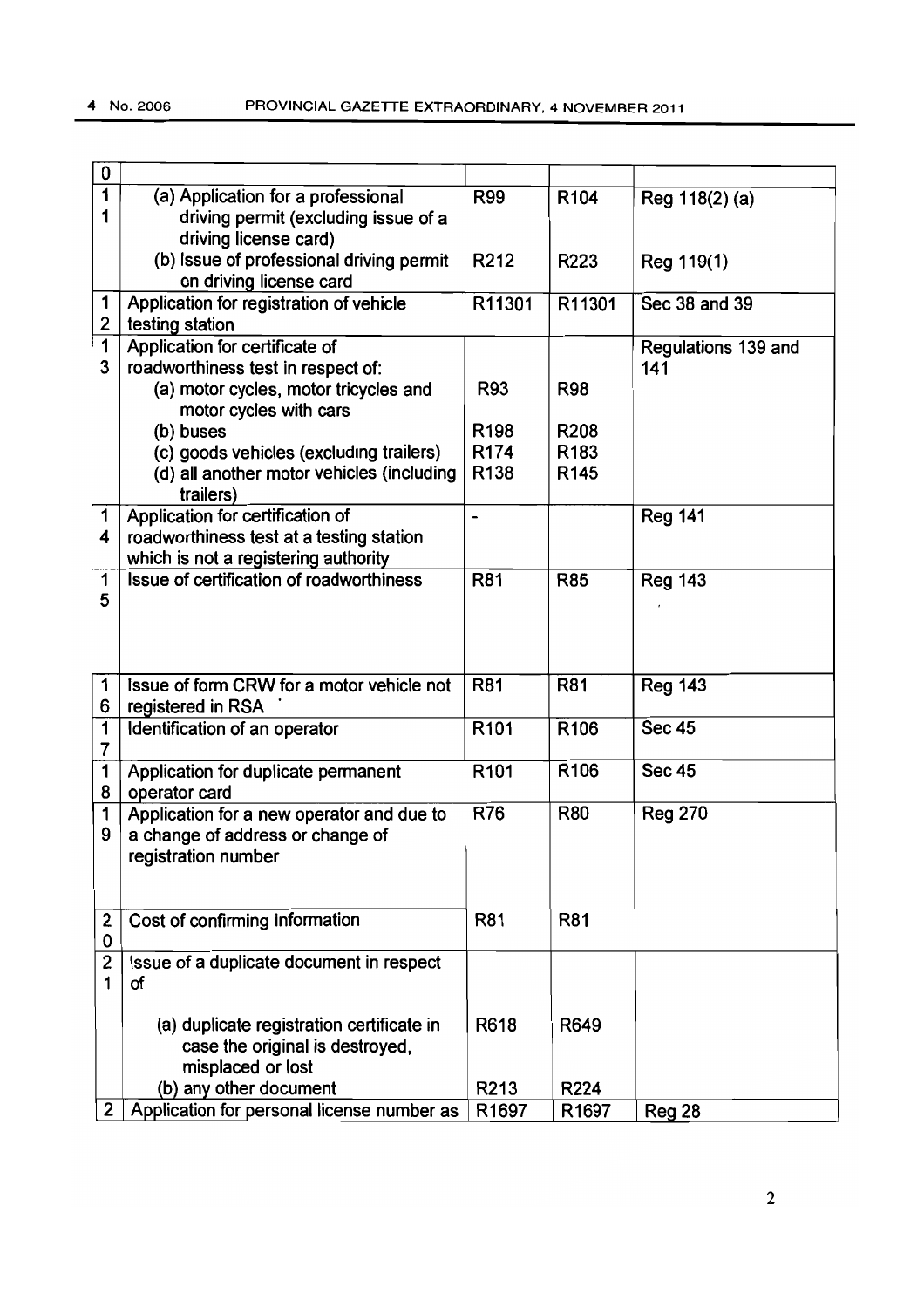| 0 | | | | |
|---|---|---|---|---|
| 11 | (a) Application for a professional driving permit (excluding issue of a driving license card) | R99 | R104 | Reg 118(2) (a) |
| | (b) Issue of professional driving permit on driving license card | R212 | R223 | Reg 119(1) |
| 12 | Application for registration of vehicle testing station | R11301 | R11301 | Sec 38 and 39 |
| 13 | Application for certificate of roadworthiness test in respect of: | | | Regulations 139 and 141 |
| | (a) motor cycles, motor tricycles and motor cycles with cars | R93 | R98 | |
| | (b) buses | R198 | R208 | |
| | (c) goods vehicles (excluding trailers) | R174 | R183 | |
| | (d) all another motor vehicles (including trailers) | R138 | R145 | |
| 14 | Application for certification of roadworthiness test at a testing station which is not a registering authority | - | | Reg 141 |
| 15 | Issue of certification of roadworthiness | R81 | R85 | Reg 143 |
| 16 | Issue of form CRW for a motor vehicle not registered in RSA | R81 | R81 | Reg 143 |
| 17 | Identification of an operator | R101 | R106 | Sec 45 |
| 18 | Application for duplicate permanent operator card | R101 | R106 | Sec 45 |
| 19 | Application for a new operator and due to a change of address or change of registration number | R76 | R80 | Reg 270 |
| 20 | Cost of confirming information | R81 | R81 | |
| 21 | Issue of a duplicate document in respect of | | | |
| | (a) duplicate registration certificate in case the original is destroyed, misplaced or lost | R618 | R649 | |
| | (b) any other document | R213 | R224 | |
| 2 | Application for personal license number as | R1697 | R1697 | Reg 28 |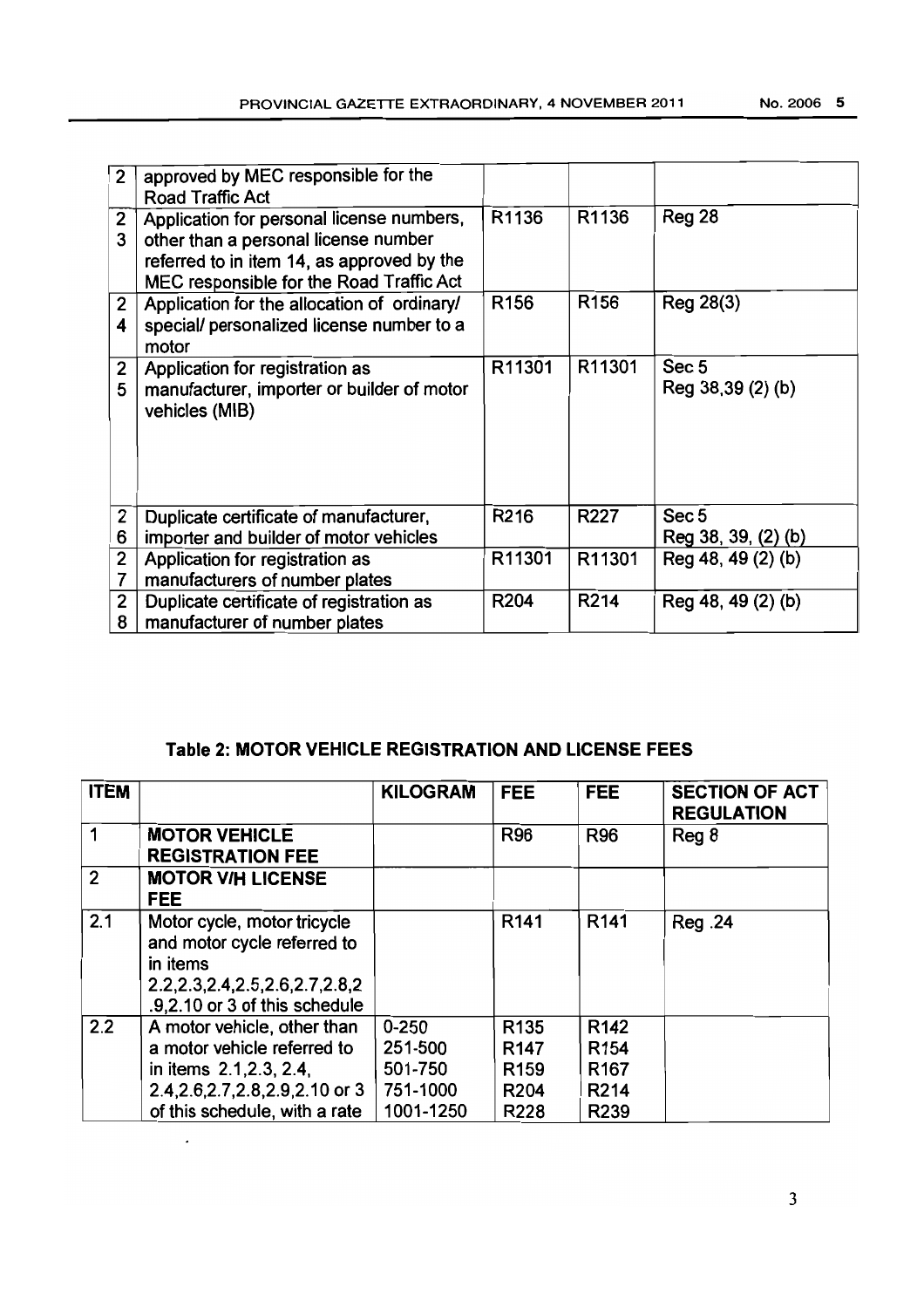| 2 | approved by MEC responsible for the Road Traffic Act | | | |
|---|---|---|---|---|
| 23 | Application for personal license numbers, other than a personal license number referred to in item 14, as approved by the MEC responsible for the Road Traffic Act | R1136 | R1136 | Reg 28 |
| 24 | Application for the allocation of ordinary/ special/ personalized license number to a motor | R156 | R156 | Reg 28(3) |
| 25 | Application for registration as manufacturer, importer or builder of motor vehicles (MIB) | R11301 | R11301 | Sec 5<br>Reg 38,39 (2) (b) |
| 26 | Duplicate certificate of manufacturer, importer and builder of motor vehicles | R216 | R227 | Sec 5<br>Reg 38, 39, (2) (b) |
| 27 | Application for registration as manufacturers of number plates | R11301 | R11301 | Reg 48, 49 (2) (b) |
| 28 | Duplicate certificate of registration as manufacturer of number plates | R204 | R214 | Reg 48, 49 (2) (b) |

**Table 2: MOTOR VEHICLE REGISTRATION AND LICENSE FEES**

| ITEM | | KILOGRAM | FEE | FEE | SECTION OF ACT REGULATION |
|---|---|---|---|---|---|
| 1 | **MOTOR VEHICLE REGISTRATION FEE** | | R96 | R96 | Reg 8 |
| 2 | **MOTOR V/H LICENSE FEE** | | | | |
| 2.1 | Motor cycle, motor tricycle and motor cycle referred to in items 2.2,2.3,2.4,2.5,2.6,2.7,2.8,2.9,2.10 or 3 of this schedule | | R141 | R141 | Reg .24 |
| 2.2 | A motor vehicle, other than a motor vehicle referred to in items 2.1,2.3, 2.4, 2.4,2.6,2.7,2.8,2.9,2.10 or 3 of this schedule, with a rate | 0-250<br>251-500<br>501-750<br>751-1000<br>1001-1250 | R135<br>R147<br>R159<br>R204<br>R228 | R142<br>R154<br>R167<br>R214<br>R239 | |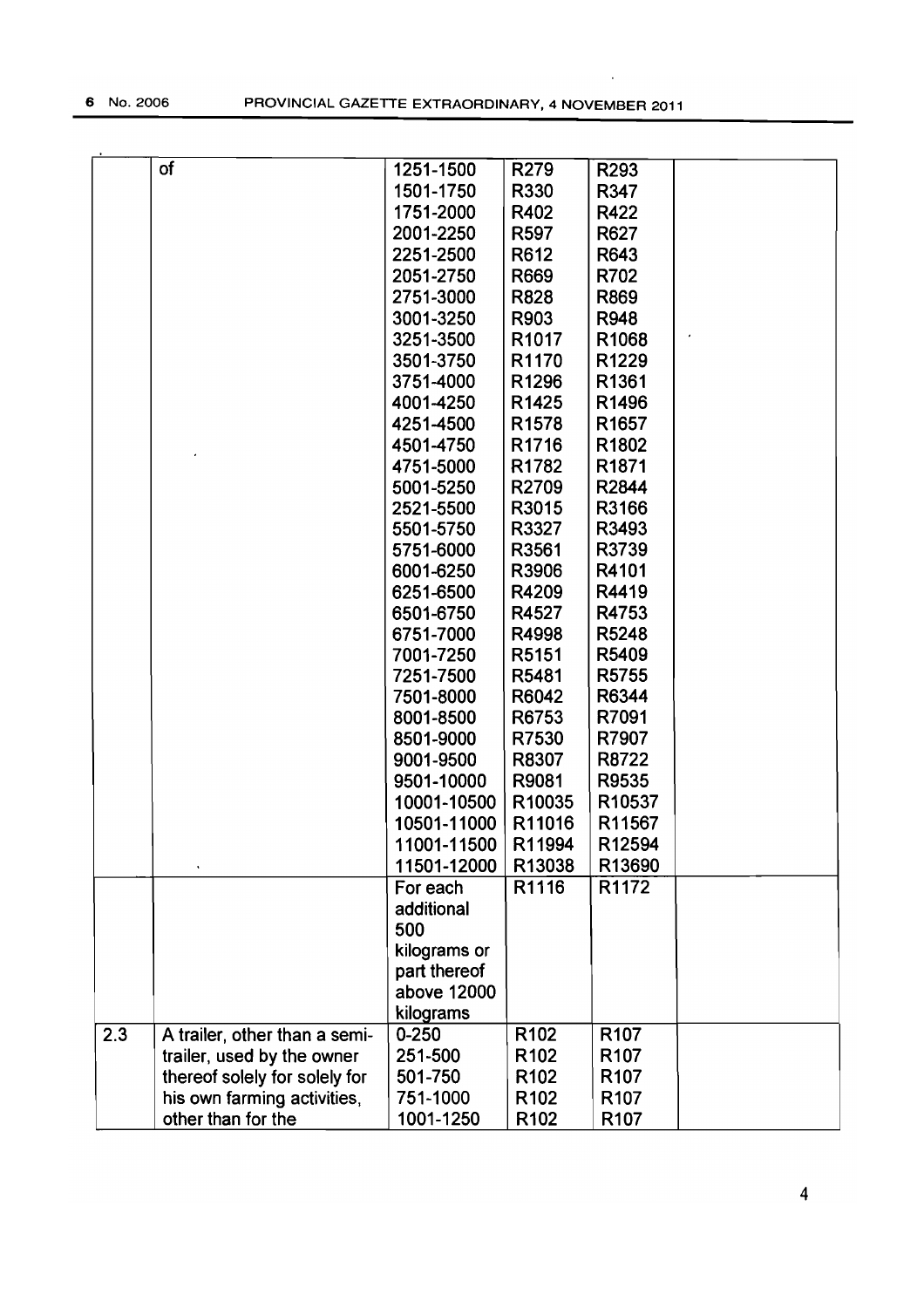| | | | | | |
|---|---|---|---|---|---|
| | of | 1251-1500 | R279 | R293 | |
| | | 1501-1750 | R330 | R347 | |
| | | 1751-2000 | R402 | R422 | |
| | | 2001-2250 | R597 | R627 | |
| | | 2251-2500 | R612 | R643 | |
| | | 2051-2750 | R669 | R702 | |
| | | 2751-3000 | R828 | R869 | |
| | | 3001-3250 | R903 | R948 | |
| | | 3251-3500 | R1017 | R1068 | |
| | | 3501-3750 | R1170 | R1229 | |
| | | 3751-4000 | R1296 | R1361 | |
| | | 4001-4250 | R1425 | R1496 | |
| | | 4251-4500 | R1578 | R1657 | |
| | | 4501-4750 | R1716 | R1802 | |
| | | 4751-5000 | R1782 | R1871 | |
| | | 5001-5250 | R2709 | R2844 | |
| | | 2521-5500 | R3015 | R3166 | |
| | | 5501-5750 | R3327 | R3493 | |
| | | 5751-6000 | R3561 | R3739 | |
| | | 6001-6250 | R3906 | R4101 | |
| | | 6251-6500 | R4209 | R4419 | |
| | | 6501-6750 | R4527 | R4753 | |
| | | 6751-7000 | R4998 | R5248 | |
| | | 7001-7250 | R5151 | R5409 | |
| | | 7251-7500 | R5481 | R5755 | |
| | | 7501-8000 | R6042 | R6344 | |
| | | 8001-8500 | R6753 | R7091 | |
| | | 8501-9000 | R7530 | R7907 | |
| | | 9001-9500 | R8307 | R8722 | |
| | | 9501-10000 | R9081 | R9535 | |
| | | 10001-10500 | R10035 | R10537 | |
| | | 10501-11000 | R11016 | R11567 | |
| | | 11001-11500 | R11994 | R12594 | |
| | | 11501-12000 | R13038 | R13690 | |
| | | For each additional 500 kilograms or part thereof above 12000 kilograms | R1116 | R1172 | |
| 2.3 | A trailer, other than a semi-trailer, used by the owner thereof solely for solely for his own farming activities, other than for the | 0-250 | R102 | R107 | |
| | | 251-500 | R102 | R107 | |
| | | 501-750 | R102 | R107 | |
| | | 751-1000 | R102 | R107 | |
| | | 1001-1250 | R102 | R107 | |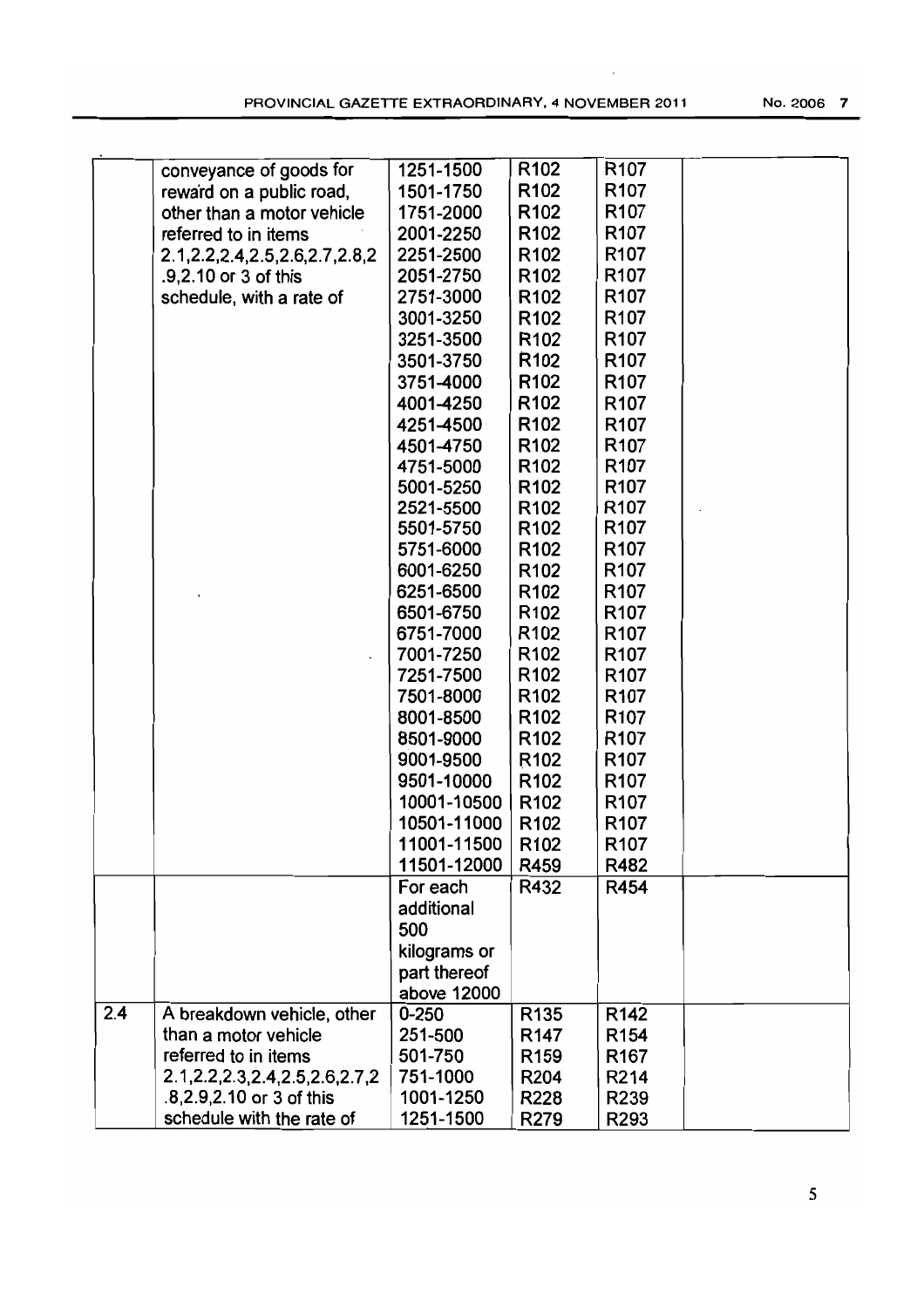| | | | | | |
|---|---|---|---|---|---|
| | conveyance of goods for reward on a public road, other than a motor vehicle referred to in items 2.1,2.2,2.4,2.5,2.6,2.7,2.8,2.9,2.10 or 3 of this schedule, with a rate of | 1251-1500 | R102 | R107 | |
| | | 1501-1750 | R102 | R107 | |
| | | 1751-2000 | R102 | R107 | |
| | | 2001-2250 | R102 | R107 | |
| | | 2251-2500 | R102 | R107 | |
| | | 2051-2750 | R102 | R107 | |
| | | 2751-3000 | R102 | R107 | |
| | | 3001-3250 | R102 | R107 | |
| | | 3251-3500 | R102 | R107 | |
| | | 3501-3750 | R102 | R107 | |
| | | 3751-4000 | R102 | R107 | |
| | | 4001-4250 | R102 | R107 | |
| | | 4251-4500 | R102 | R107 | |
| | | 4501-4750 | R102 | R107 | |
| | | 4751-5000 | R102 | R107 | |
| | | 5001-5250 | R102 | R107 | |
| | | 2521-5500 | R102 | R107 | |
| | | 5501-5750 | R102 | R107 | |
| | | 5751-6000 | R102 | R107 | |
| | | 6001-6250 | R102 | R107 | |
| | | 6251-6500 | R102 | R107 | |
| | | 6501-6750 | R102 | R107 | |
| | | 6751-7000 | R102 | R107 | |
| | | 7001-7250 | R102 | R107 | |
| | | 7251-7500 | R102 | R107 | |
| | | 7501-8000 | R102 | R107 | |
| | | 8001-8500 | R102 | R107 | |
| | | 8501-9000 | R102 | R107 | |
| | | 9001-9500 | R102 | R107 | |
| | | 9501-10000 | R102 | R107 | |
| | | 10001-10500 | R102 | R107 | |
| | | 10501-11000 | R102 | R107 | |
| | | 11001-11500 | R102 | R107 | |
| | | 11501-12000 | R459 | R482 | |
| | | For each additional 500 kilograms or part thereof above 12000 | R432 | R454 | |
| 2.4 | A breakdown vehicle, other than a motor vehicle referred to in items 2.1,2.2,2.3,2.4,2.5,2.6,2.7,2.8,2.9,2.10 or 3 of this schedule with the rate of | 0-250 | R135 | R142 | |
| | | 251-500 | R147 | R154 | |
| | | 501-750 | R159 | R167 | |
| | | 751-1000 | R204 | R214 | |
| | | 1001-1250 | R228 | R239 | |
| | | 1251-1500 | R279 | R293 | |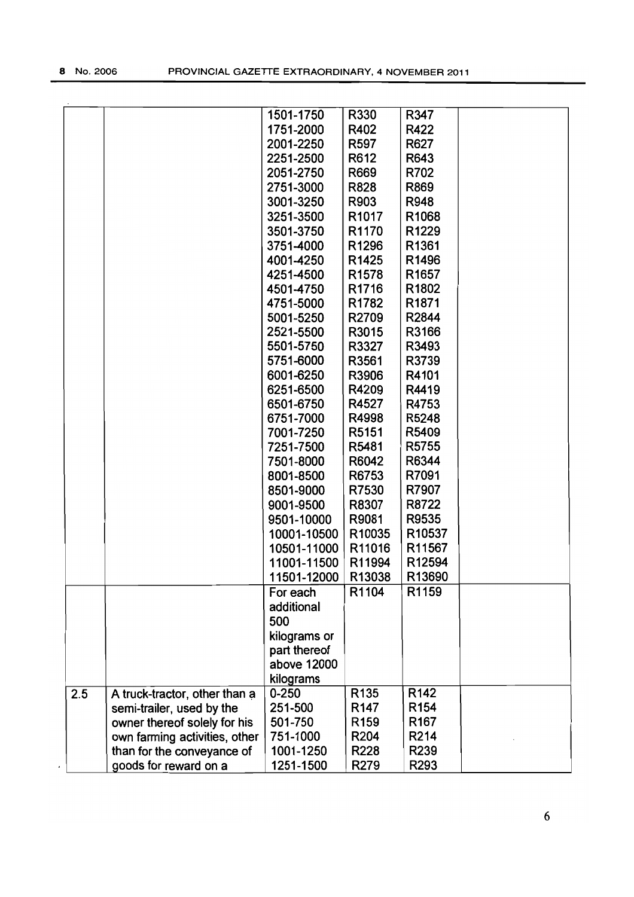| | | | | | |
|---|---|---|---|---|---|
| | | 1501-1750 | R330 | R347 | |
| | | 1751-2000 | R402 | R422 | |
| | | 2001-2250 | R597 | R627 | |
| | | 2251-2500 | R612 | R643 | |
| | | 2051-2750 | R669 | R702 | |
| | | 2751-3000 | R828 | R869 | |
| | | 3001-3250 | R903 | R948 | |
| | | 3251-3500 | R1017 | R1068 | |
| | | 3501-3750 | R1170 | R1229 | |
| | | 3751-4000 | R1296 | R1361 | |
| | | 4001-4250 | R1425 | R1496 | |
| | | 4251-4500 | R1578 | R1657 | |
| | | 4501-4750 | R1716 | R1802 | |
| | | 4751-5000 | R1782 | R1871 | |
| | | 5001-5250 | R2709 | R2844 | |
| | | 2521-5500 | R3015 | R3166 | |
| | | 5501-5750 | R3327 | R3493 | |
| | | 5751-6000 | R3561 | R3739 | |
| | | 6001-6250 | R3906 | R4101 | |
| | | 6251-6500 | R4209 | R4419 | |
| | | 6501-6750 | R4527 | R4753 | |
| | | 6751-7000 | R4998 | R5248 | |
| | | 7001-7250 | R5151 | R5409 | |
| | | 7251-7500 | R5481 | R5755 | |
| | | 7501-8000 | R6042 | R6344 | |
| | | 8001-8500 | R6753 | R7091 | |
| | | 8501-9000 | R7530 | R7907 | |
| | | 9001-9500 | R8307 | R8722 | |
| | | 9501-10000 | R9081 | R9535 | |
| | | 10001-10500 | R10035 | R10537 | |
| | | 10501-11000 | R11016 | R11567 | |
| | | 11001-11500 | R11994 | R12594 | |
| | | 11501-12000 | R13038 | R13690 | |
| | | For each additional 500 kilograms or part thereof above 12000 kilograms | R1104 | R1159 | |
| 2.5 | A truck-tractor, other than a semi-trailer, used by the owner thereof solely for his own farming activities, other than for the conveyance of goods for reward on a | 0-250 | R135 | R142 | |
| | | 251-500 | R147 | R154 | |
| | | 501-750 | R159 | R167 | |
| | | 751-1000 | R204 | R214 | |
| | | 1001-1250 | R228 | R239 | |
| | | 1251-1500 | R279 | R293 | |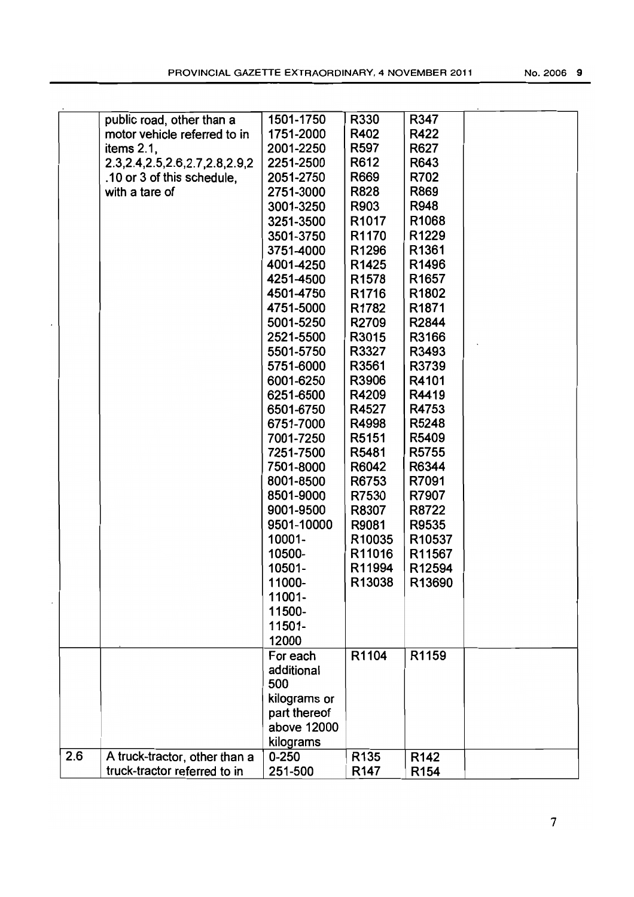| | | | | | |
|---|---|---|---|---|---|
| | public road, other than a motor vehicle referred to in items 2.1, 2.3,2.4,2.5,2.6,2.7,2.8,2.9,2.10 or 3 of this schedule, with a tare of | 1501-1750 | R330 | R347 | |
| | | 1751-2000 | R402 | R422 | |
| | | 2001-2250 | R597 | R627 | |
| | | 2251-2500 | R612 | R643 | |
| | | 2051-2750 | R669 | R702 | |
| | | 2751-3000 | R828 | R869 | |
| | | 3001-3250 | R903 | R948 | |
| | | 3251-3500 | R1017 | R1068 | |
| | | 3501-3750 | R1170 | R1229 | |
| | | 3751-4000 | R1296 | R1361 | |
| | | 4001-4250 | R1425 | R1496 | |
| | | 4251-4500 | R1578 | R1657 | |
| | | 4501-4750 | R1716 | R1802 | |
| | | 4751-5000 | R1782 | R1871 | |
| | | 5001-5250 | R2709 | R2844 | |
| | | 2521-5500 | R3015 | R3166 | |
| | | 5501-5750 | R3327 | R3493 | |
| | | 5751-6000 | R3561 | R3739 | |
| | | 6001-6250 | R3906 | R4101 | |
| | | 6251-6500 | R4209 | R4419 | |
| | | 6501-6750 | R4527 | R4753 | |
| | | 6751-7000 | R4998 | R5248 | |
| | | 7001-7250 | R5151 | R5409 | |
| | | 7251-7500 | R5481 | R5755 | |
| | | 7501-8000 | R6042 | R6344 | |
| | | 8001-8500 | R6753 | R7091 | |
| | | 8501-9000 | R7530 | R7907 | |
| | | 9001-9500 | R8307 | R8722 | |
| | | 9501-10000 | R9081 | R9535 | |
| | | 10001- | R10035 | R10537 | |
| | | 10500- | R11016 | R11567 | |
| | | 10501- | R11994 | R12594 | |
| | | 11000- | R13038 | R13690 | |
| | | 11001- | | | |
| | | 11500- | | | |
| | | 11501- | | | |
| | | 12000 | | | |
| | | For each additional 500 kilograms or part thereof above 12000 kilograms | R1104 | R1159 | |
| 2.6 | A truck-tractor, other than a truck-tractor referred to in | 0-250 | R135 | R142 | |
| | | 251-500 | R147 | R154 | |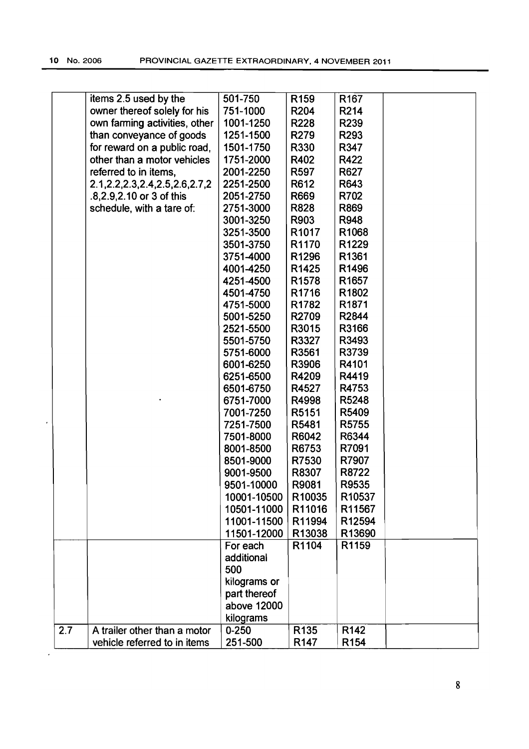| | | | | | |
|---|---|---|---|---|---|
| | items 2.5 used by the owner thereof solely for his own farming activities, other than conveyance of goods for reward on a public road, other than a motor vehicles referred to in items, 2.1,2.2,2.3,2.4,2.5,2.6,2.7,2.8,2.9,2.10 or 3 of this schedule, with a tare of: | 501-750 | R159 | R167 | |
| | | 751-1000 | R204 | R214 | |
| | | 1001-1250 | R228 | R239 | |
| | | 1251-1500 | R279 | R293 | |
| | | 1501-1750 | R330 | R347 | |
| | | 1751-2000 | R402 | R422 | |
| | | 2001-2250 | R597 | R627 | |
| | | 2251-2500 | R612 | R643 | |
| | | 2051-2750 | R669 | R702 | |
| | | 2751-3000 | R828 | R869 | |
| | | 3001-3250 | R903 | R948 | |
| | | 3251-3500 | R1017 | R1068 | |
| | | 3501-3750 | R1170 | R1229 | |
| | | 3751-4000 | R1296 | R1361 | |
| | | 4001-4250 | R1425 | R1496 | |
| | | 4251-4500 | R1578 | R1657 | |
| | | 4501-4750 | R1716 | R1802 | |
| | | 4751-5000 | R1782 | R1871 | |
| | | 5001-5250 | R2709 | R2844 | |
| | | 2521-5500 | R3015 | R3166 | |
| | | 5501-5750 | R3327 | R3493 | |
| | | 5751-6000 | R3561 | R3739 | |
| | | 6001-6250 | R3906 | R4101 | |
| | | 6251-6500 | R4209 | R4419 | |
| | | 6501-6750 | R4527 | R4753 | |
| | | 6751-7000 | R4998 | R5248 | |
| | | 7001-7250 | R5151 | R5409 | |
| | | 7251-7500 | R5481 | R5755 | |
| | | 7501-8000 | R6042 | R6344 | |
| | | 8001-8500 | R6753 | R7091 | |
| | | 8501-9000 | R7530 | R7907 | |
| | | 9001-9500 | R8307 | R8722 | |
| | | 9501-10000 | R9081 | R9535 | |
| | | 10001-10500 | R10035 | R10537 | |
| | | 10501-11000 | R11016 | R11567 | |
| | | 11001-11500 | R11994 | R12594 | |
| | | 11501-12000 | R13038 | R13690 | |
| | | For each additional 500 kilograms or part thereof above 12000 kilograms | R1104 | R1159 | |
| 2.7 | A trailer other than a motor vehicle referred to in items | 0-250 | R135 | R142 | |
| | | 251-500 | R147 | R154 | |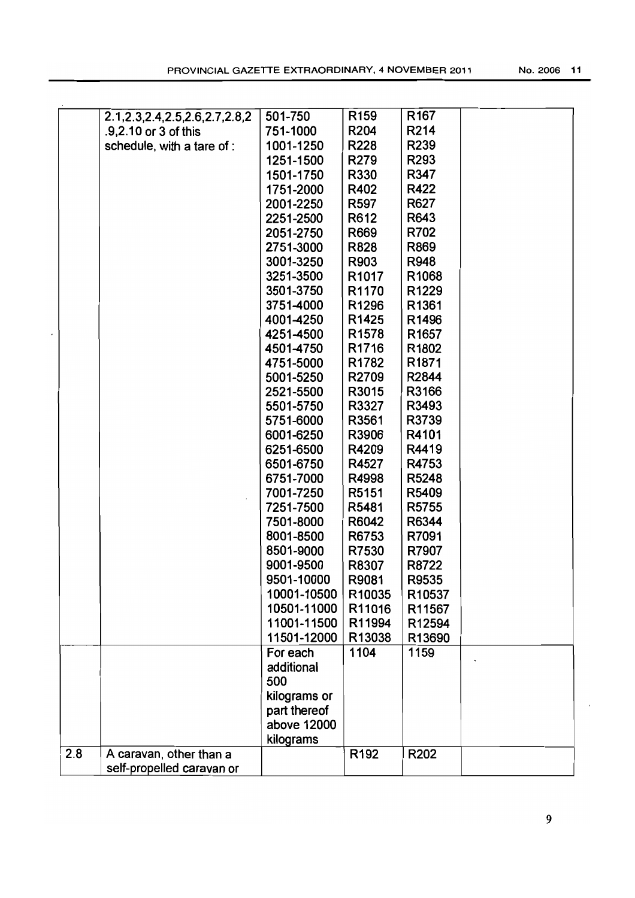| | | | | | |
|---|---|---|---|---|---|
| | 2.1,2.3,2.4,2.5,2.6,2.7,2.8,2 .9,2.10 or 3 of this schedule, with a tare of : | 501-750 | R159 | R167 | |
| | | 751-1000 | R204 | R214 | |
| | | 1001-1250 | R228 | R239 | |
| | | 1251-1500 | R279 | R293 | |
| | | 1501-1750 | R330 | R347 | |
| | | 1751-2000 | R402 | R422 | |
| | | 2001-2250 | R597 | R627 | |
| | | 2251-2500 | R612 | R643 | |
| | | 2051-2750 | R669 | R702 | |
| | | 2751-3000 | R828 | R869 | |
| | | 3001-3250 | R903 | R948 | |
| | | 3251-3500 | R1017 | R1068 | |
| | | 3501-3750 | R1170 | R1229 | |
| | | 3751-4000 | R1296 | R1361 | |
| | | 4001-4250 | R1425 | R1496 | |
| | | 4251-4500 | R1578 | R1657 | |
| | | 4501-4750 | R1716 | R1802 | |
| | | 4751-5000 | R1782 | R1871 | |
| | | 5001-5250 | R2709 | R2844 | |
| | | 2521-5500 | R3015 | R3166 | |
| | | 5501-5750 | R3327 | R3493 | |
| | | 5751-6000 | R3561 | R3739 | |
| | | 6001-6250 | R3906 | R4101 | |
| | | 6251-6500 | R4209 | R4419 | |
| | | 6501-6750 | R4527 | R4753 | |
| | | 6751-7000 | R4998 | R5248 | |
| | | 7001-7250 | R5151 | R5409 | |
| | | 7251-7500 | R5481 | R5755 | |
| | | 7501-8000 | R6042 | R6344 | |
| | | 8001-8500 | R6753 | R7091 | |
| | | 8501-9000 | R7530 | R7907 | |
| | | 9001-9500 | R8307 | R8722 | |
| | | 9501-10000 | R9081 | R9535 | |
| | | 10001-10500 | R10035 | R10537 | |
| | | 10501-11000 | R11016 | R11567 | |
| | | 11001-11500 | R11994 | R12594 | |
| | | 11501-12000 | R13038 | R13690 | |
| | | For each additional 500 kilograms or part thereof above 12000 kilograms | 1104 | 1159 | |
| 2.8 | A caravan, other than a self-propelled caravan or | | R192 | R202 | |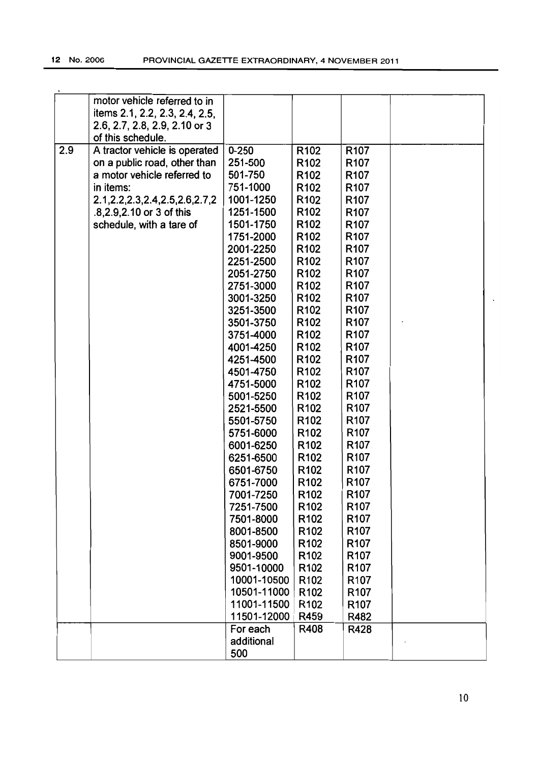| | | | | | |
|---|---|---|---|---|---|
| | motor vehicle referred to in items 2.1, 2.2, 2.3, 2.4, 2.5, 2.6, 2.7, 2.8, 2.9, 2.10 or 3 of this schedule. | | | | |
| 2.9 | A tractor vehicle is operated on a public road, other than a motor vehicle referred to in items: 2.1,2.2,2.3,2.4,2.5,2.6,2.7,2.8,2.9,2.10 or 3 of this schedule, with a tare of | 0-250 | R102 | R107 | |
| | | 251-500 | R102 | R107 | |
| | | 501-750 | R102 | R107 | |
| | | 751-1000 | R102 | R107 | |
| | | 1001-1250 | R102 | R107 | |
| | | 1251-1500 | R102 | R107 | |
| | | 1501-1750 | R102 | R107 | |
| | | 1751-2000 | R102 | R107 | |
| | | 2001-2250 | R102 | R107 | |
| | | 2251-2500 | R102 | R107 | |
| | | 2051-2750 | R102 | R107 | |
| | | 2751-3000 | R102 | R107 | |
| | | 3001-3250 | R102 | R107 | |
| | | 3251-3500 | R102 | R107 | |
| | | 3501-3750 | R102 | R107 | |
| | | 3751-4000 | R102 | R107 | |
| | | 4001-4250 | R102 | R107 | |
| | | 4251-4500 | R102 | R107 | |
| | | 4501-4750 | R102 | R107 | |
| | | 4751-5000 | R102 | R107 | |
| | | 5001-5250 | R102 | R107 | |
| | | 2521-5500 | R102 | R107 | |
| | | 5501-5750 | R102 | R107 | |
| | | 5751-6000 | R102 | R107 | |
| | | 6001-6250 | R102 | R107 | |
| | | 6251-6500 | R102 | R107 | |
| | | 6501-6750 | R102 | R107 | |
| | | 6751-7000 | R102 | R107 | |
| | | 7001-7250 | R102 | R107 | |
| | | 7251-7500 | R102 | R107 | |
| | | 7501-8000 | R102 | R107 | |
| | | 8001-8500 | R102 | R107 | |
| | | 8501-9000 | R102 | R107 | |
| | | 9001-9500 | R102 | R107 | |
| | | 9501-10000 | R102 | R107 | |
| | | 10001-10500 | R102 | R107 | |
| | | 10501-11000 | R102 | R107 | |
| | | 11001-11500 | R102 | R107 | |
| | | 11501-12000 | R459 | R482 | |
| | | For each additional 500 | R408 | R428 | |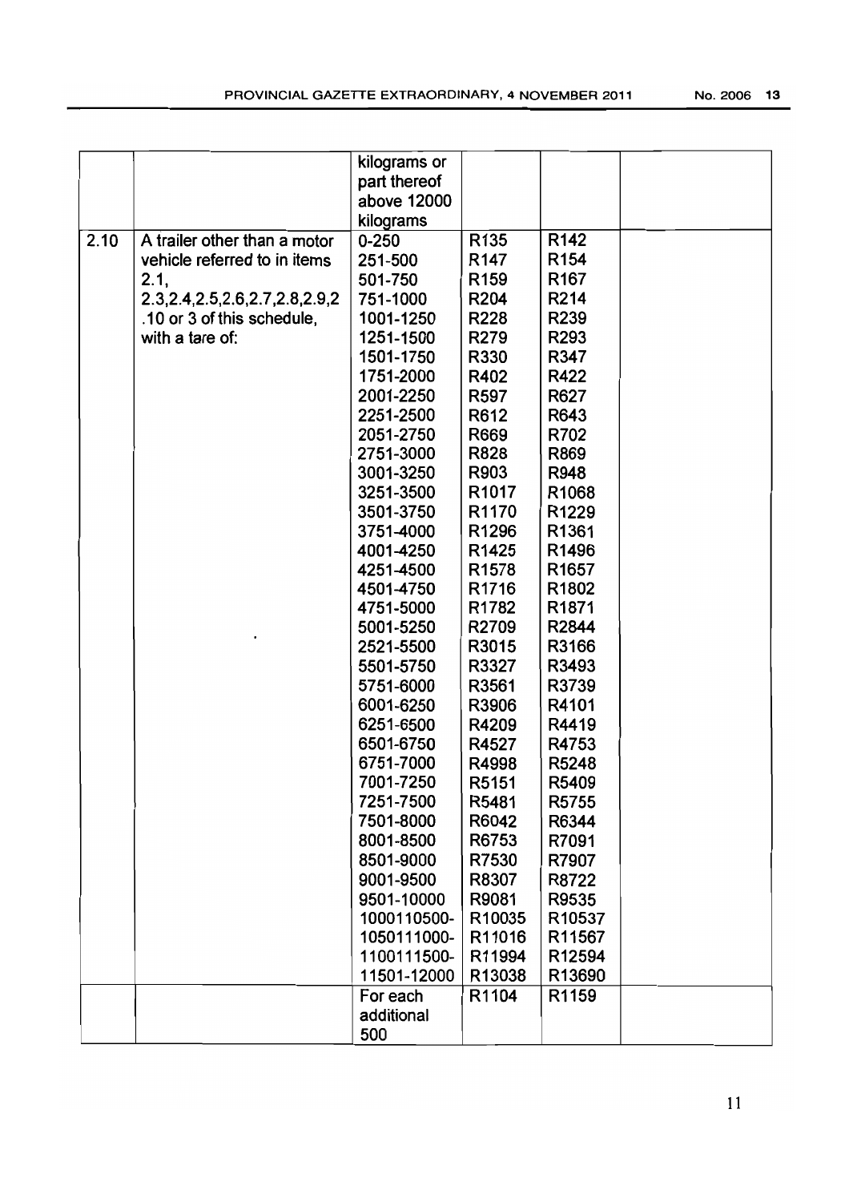|  |  | kilograms or part thereof above 12000 kilograms |  |  |  |
|---|---|---|---|---|---|
| 2.10 | A trailer other than a motor vehicle referred to in items 2.1, 2.3,2.4,2.5,2.6,2.7,2.8,2.9,2.10 or 3 of this schedule, with a tare of: | 0-250 | R135 | R142 |  |
|  |  | 251-500 | R147 | R154 |  |
|  |  | 501-750 | R159 | R167 |  |
|  |  | 751-1000 | R204 | R214 |  |
|  |  | 1001-1250 | R228 | R239 |  |
|  |  | 1251-1500 | R279 | R293 |  |
|  |  | 1501-1750 | R330 | R347 |  |
|  |  | 1751-2000 | R402 | R422 |  |
|  |  | 2001-2250 | R597 | R627 |  |
|  |  | 2251-2500 | R612 | R643 |  |
|  |  | 2051-2750 | R669 | R702 |  |
|  |  | 2751-3000 | R828 | R869 |  |
|  |  | 3001-3250 | R903 | R948 |  |
|  |  | 3251-3500 | R1017 | R1068 |  |
|  |  | 3501-3750 | R1170 | R1229 |  |
|  |  | 3751-4000 | R1296 | R1361 |  |
|  |  | 4001-4250 | R1425 | R1496 |  |
|  |  | 4251-4500 | R1578 | R1657 |  |
|  |  | 4501-4750 | R1716 | R1802 |  |
|  |  | 4751-5000 | R1782 | R1871 |  |
|  |  | 5001-5250 | R2709 | R2844 |  |
|  |  | 2521-5500 | R3015 | R3166 |  |
|  |  | 5501-5750 | R3327 | R3493 |  |
|  |  | 5751-6000 | R3561 | R3739 |  |
|  |  | 6001-6250 | R3906 | R4101 |  |
|  |  | 6251-6500 | R4209 | R4419 |  |
|  |  | 6501-6750 | R4527 | R4753 |  |
|  |  | 6751-7000 | R4998 | R5248 |  |
|  |  | 7001-7250 | R5151 | R5409 |  |
|  |  | 7251-7500 | R5481 | R5755 |  |
|  |  | 7501-8000 | R6042 | R6344 |  |
|  |  | 8001-8500 | R6753 | R7091 |  |
|  |  | 8501-9000 | R7530 | R7907 |  |
|  |  | 9001-9500 | R8307 | R8722 |  |
|  |  | 9501-10000 | R9081 | R9535 |  |
|  |  | 1000110500- | R10035 | R10537 |  |
|  |  | 1050111000- | R11016 | R11567 |  |
|  |  | 1100111500- | R11994 | R12594 |  |
|  |  | 11501-12000 | R13038 | R13690 |  |
|  |  | For each additional 500 | R1104 | R1159 |  |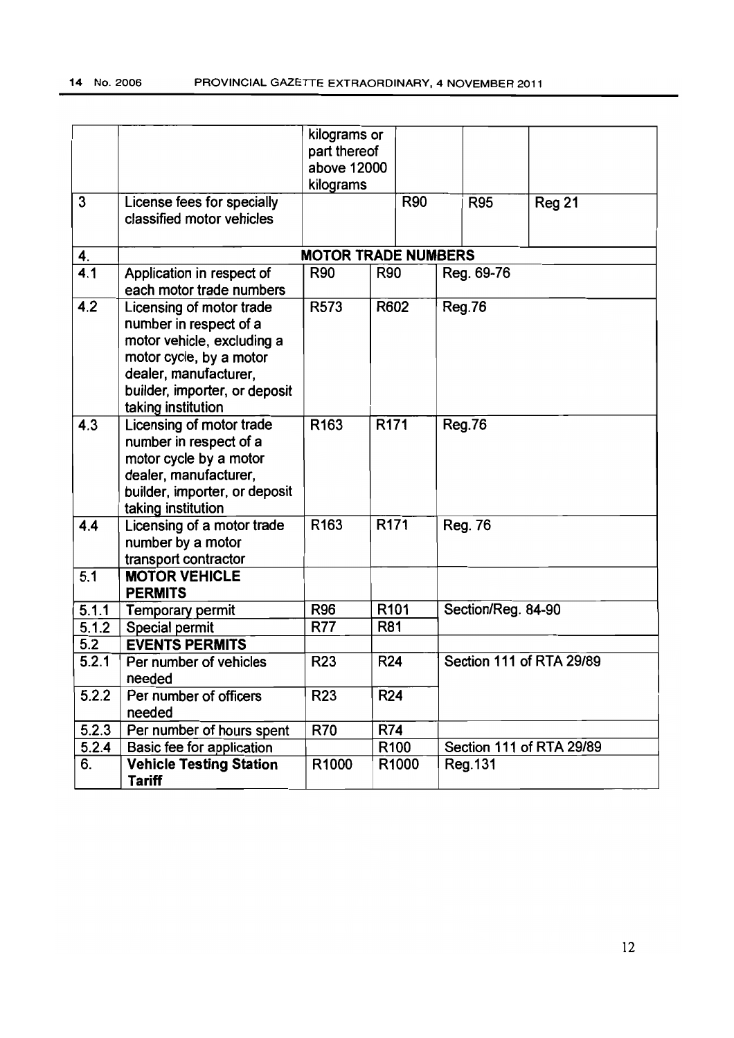| | | | | | |
|---|---|---|---|---|---|
| | | kilograms or part thereof above 12000 kilograms | | | |
| 3 | License fees for specially classified motor vehicles | | R90 | R95 | Reg 21 |
| 4. | **MOTOR TRADE NUMBERS** | | | | |
| 4.1 | Application in respect of each motor trade numbers | R90 | R90 | Reg. 69-76 | |
| 4.2 | Licensing of motor trade number in respect of a motor vehicle, excluding a motor cycle, by a motor dealer, manufacturer, builder, importer, or deposit taking institution | R573 | R602 | Reg.76 | |
| 4.3 | Licensing of motor trade number in respect of a motor cycle by a motor dealer, manufacturer, builder, importer, or deposit taking institution | R163 | R171 | Reg.76 | |
| 4.4 | Licensing of a motor trade number by a motor transport contractor | R163 | R171 | Reg. 76 | |
| 5.1 | **MOTOR VEHICLE PERMITS** | | | | |
| 5.1.1 | Temporary permit | R96 | R101 | Section/Reg. 84-90 | |
| 5.1.2 | Special permit | R77 | R81 | | |
| 5.2 | **EVENTS PERMITS** | | | | |
| 5.2.1 | Per number of vehicles needed | R23 | R24 | Section 111 of RTA 29/89 | |
| 5.2.2 | Per number of officers needed | R23 | R24 | | |
| 5.2.3 | Per number of hours spent | R70 | R74 | | |
| 5.2.4 | Basic fee for application | | R100 | Section 111 of RTA 29/89 | |
| 6. | **Vehicle Testing Station Tariff** | R1000 | R1000 | Reg.131 | |